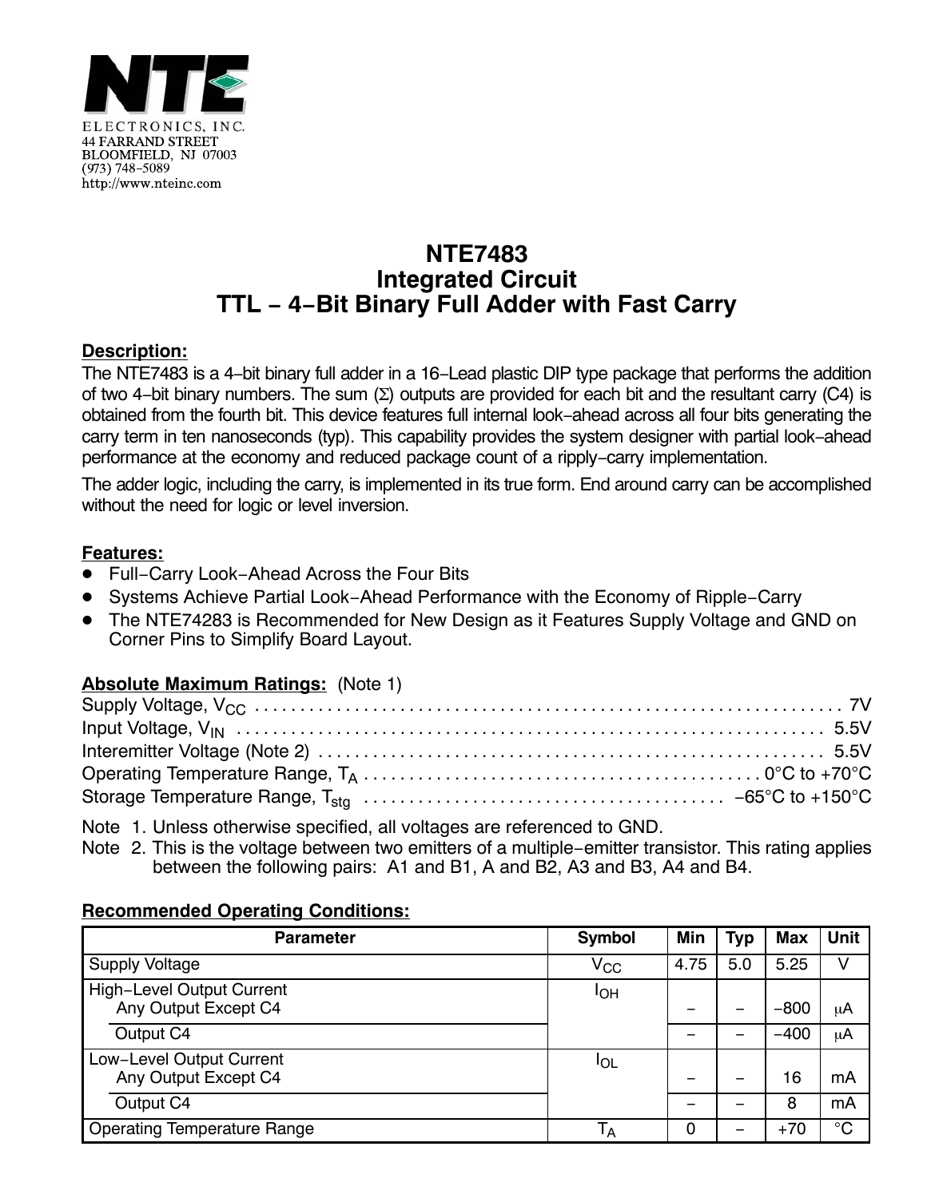NTE ELECTRONICS, INC.
44 FARRAND STREET
BLOOMFIELD, NJ 07003
(973) 748−5089
http://www.nteinc.com

# NTE7483
# Integrated Circuit
# TTL − 4−Bit Binary Full Adder with Fast Carry

**Description:**

The NTE7483 is a 4−bit binary full adder in a 16−Lead plastic DIP type package that performs the addition of two 4−bit binary numbers. The sum (Σ) outputs are provided for each bit and the resultant carry (C4) is obtained from the fourth bit. This device features full internal look−ahead across all four bits generating the carry term in ten nanoseconds (typ). This capability provides the system designer with partial look−ahead performance at the economy and reduced package count of a ripply−carry implementation.

The adder logic, including the carry, is implemented in its true form. End around carry can be accomplished without the need for logic or level inversion.

**Features:**

- Full−Carry Look−Ahead Across the Four Bits
- Systems Achieve Partial Look−Ahead Performance with the Economy of Ripple−Carry
- The NTE74283 is Recommended for New Design as it Features Supply Voltage and GND on Corner Pins to Simplify Board Layout.

**Absolute Maximum Ratings:** (Note 1)

Supply Voltage, $V_{CC}$ . . . 7V
Input Voltage, $V_{IN}$ . . . 5.5V
Interemitter Voltage (Note 2) . . . 5.5V
Operating Temperature Range, $T_A$ . . . 0°C to +70°C
Storage Temperature Range, $T_{stg}$ . . . −65°C to +150°C

Note 1. Unless otherwise specified, all voltages are referenced to GND.
Note 2. This is the voltage between two emitters of a multiple−emitter transistor. This rating applies between the following pairs: A1 and B1, A and B2, A3 and B3, A4 and B4.

**Recommended Operating Conditions:**

| Parameter | Symbol | Min | Typ | Max | Unit |
|---|---|---|---|---|---|
| Supply Voltage | $V_{CC}$ | 4.75 | 5.0 | 5.25 | V |
| High−Level Output Current Any Output Except C4 | $I_{OH}$ | − | − | −800 | μA |
| Output C4 | | − | − | −400 | μA |
| Low−Level Output Current Any Output Except C4 | $I_{OL}$ | − | − | 16 | mA |
| Output C4 | | − | − | 8 | mA |
| Operating Temperature Range | $T_A$ | 0 | − | +70 | °C |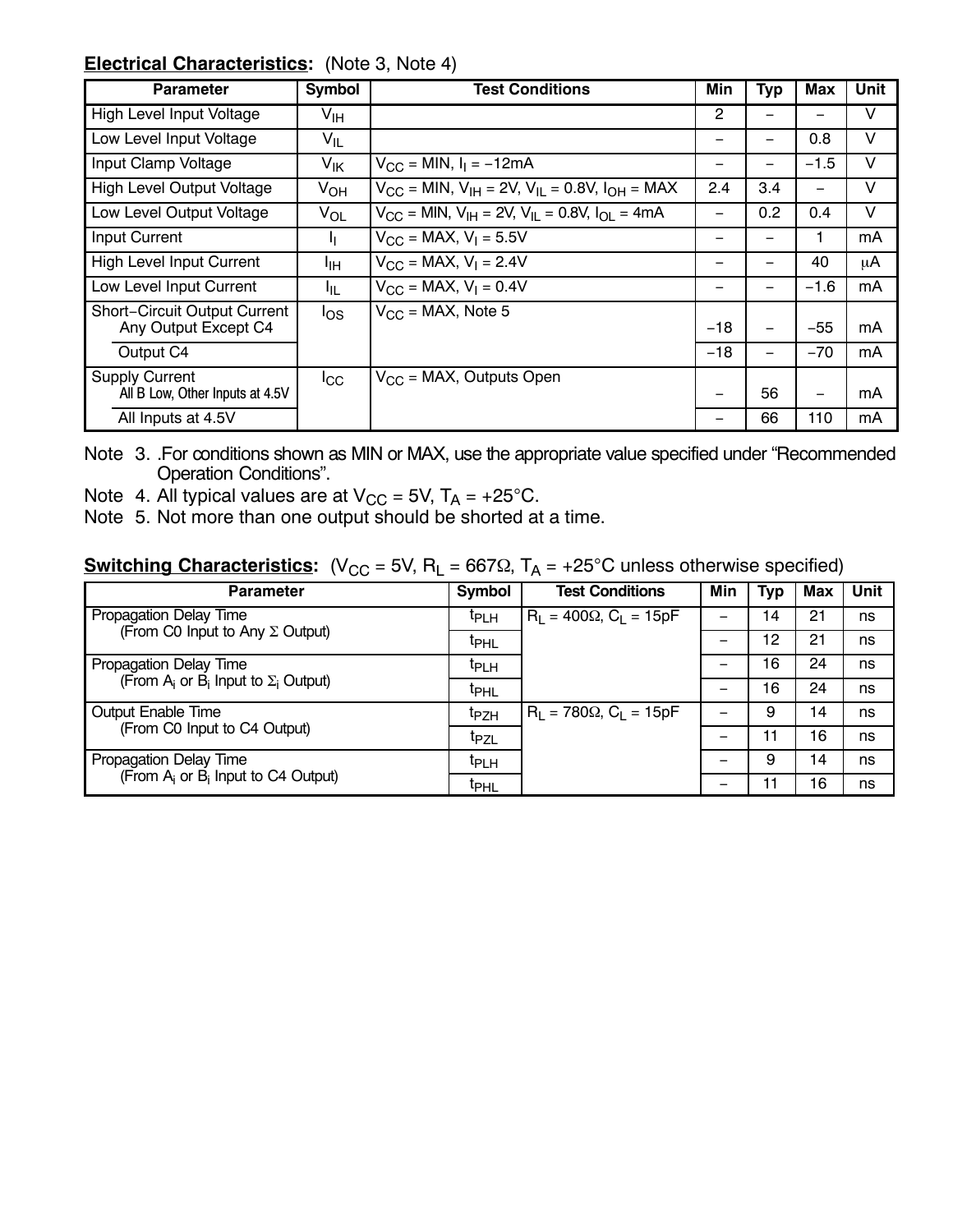**Electrical Characteristics:** (Note 3, Note 4)

| Parameter | Symbol | Test Conditions | Min | Typ | Max | Unit |
|---|---|---|---|---|---|---|
| High Level Input Voltage | $V_{IH}$ | | 2 | – | – | V |
| Low Level Input Voltage | $V_{IL}$ | | – | – | 0.8 | V |
| Input Clamp Voltage | $V_{IK}$ | $V_{CC}$ = MIN, $I_I$ = −12mA | – | – | −1.5 | V |
| High Level Output Voltage | $V_{OH}$ | $V_{CC}$ = MIN, $V_{IH}$ = 2V, $V_{IL}$ = 0.8V, $I_{OH}$ = MAX | 2.4 | 3.4 | – | V |
| Low Level Output Voltage | $V_{OL}$ | $V_{CC}$ = MIN, $V_{IH}$ = 2V, $V_{IL}$ = 0.8V, $I_{OL}$ = 4mA | – | 0.2 | 0.4 | V |
| Input Current | $I_I$ | $V_{CC}$ = MAX, $V_I$ = 5.5V | – | – | 1 | mA |
| High Level Input Current | $I_{IH}$ | $V_{CC}$ = MAX, $V_I$ = 2.4V | – | – | 40 | μA |
| Low Level Input Current | $I_{IL}$ | $V_{CC}$ = MAX, $V_I$ = 0.4V | – | – | −1.6 | mA |
| Short−Circuit Output Current Any Output Except C4 | $I_{OS}$ | $V_{CC}$ = MAX, Note 5 | −18 | – | −55 | mA |
| Output C4 | | | −18 | – | −70 | mA |
| Supply Current All B Low, Other Inputs at 4.5V | $I_{CC}$ | $V_{CC}$ = MAX, Outputs Open | – | 56 | – | mA |
| All Inputs at 4.5V | | | – | 66 | 110 | mA |

Note 3. .For conditions shown as MIN or MAX, use the appropriate value specified under "Recommended Operation Conditions".

Note 4. All typical values are at $V_{CC}$ = 5V, $T_A$ = +25°C.

Note 5. Not more than one output should be shorted at a time.

**Switching Characteristics:** ($V_{CC}$ = 5V, $R_L$ = 667Ω, $T_A$ = +25°C unless otherwise specified)

| Parameter | Symbol | Test Conditions | Min | Typ | Max | Unit |
|---|---|---|---|---|---|---|
| Propagation Delay Time (From C0 Input to Any Σ Output) | $t_{PLH}$ | $R_L$ = 400Ω, $C_L$ = 15pF | – | 14 | 21 | ns |
| | $t_{PHL}$ | | – | 12 | 21 | ns |
| Propagation Delay Time (From $A_i$ or $B_i$ Input to $\Sigma_i$ Output) | $t_{PLH}$ | | – | 16 | 24 | ns |
| | $t_{PHL}$ | | – | 16 | 24 | ns |
| Output Enable Time (From C0 Input to C4 Output) | $t_{PZH}$ | $R_L$ = 780Ω, $C_L$ = 15pF | – | 9 | 14 | ns |
| | $t_{PZL}$ | | – | 11 | 16 | ns |
| Propagation Delay Time (From $A_i$ or $B_i$ Input to C4 Output) | $t_{PLH}$ | | – | 9 | 14 | ns |
| | $t_{PHL}$ | | – | 11 | 16 | ns |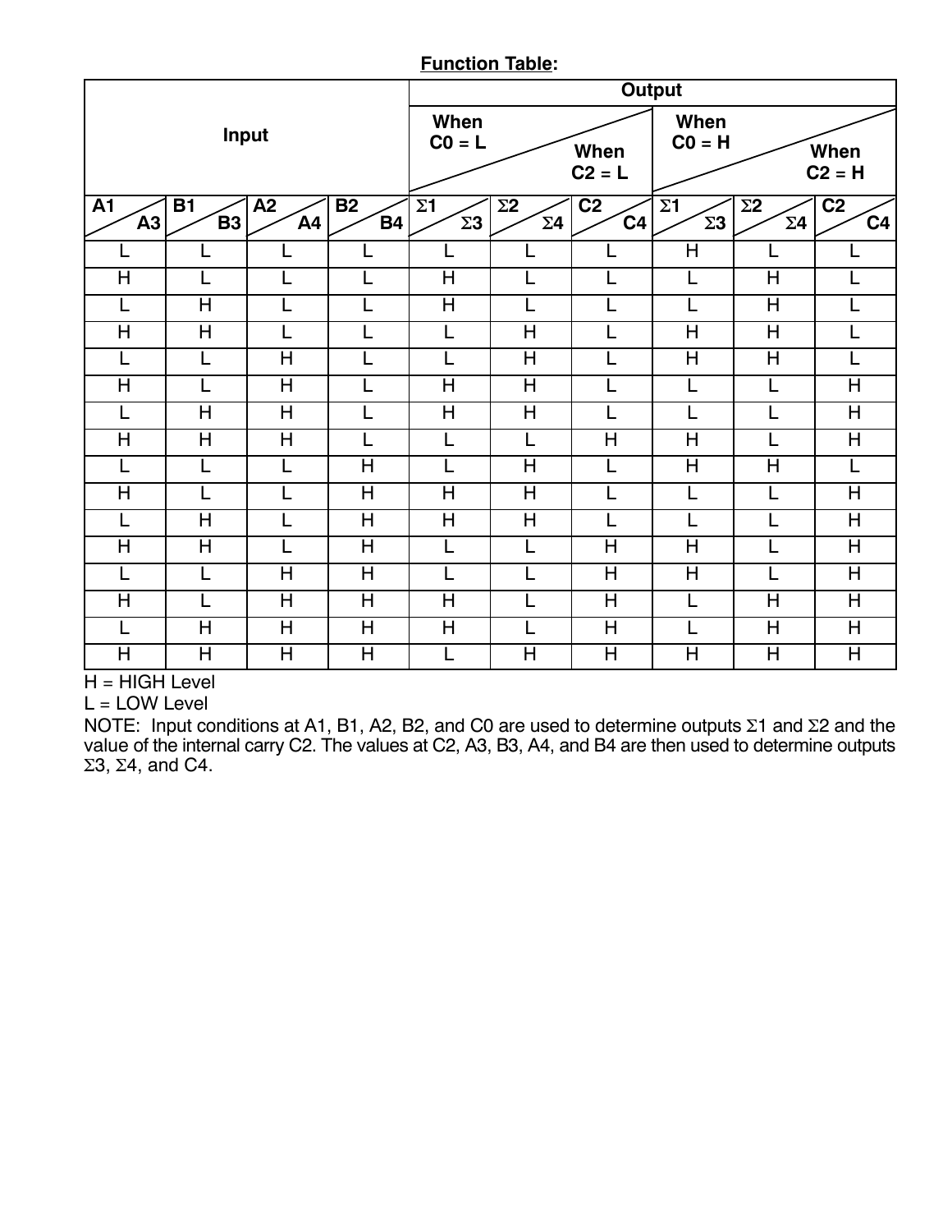**Function Table:**

| Input | | | | Output | | | | | |
|---|---|---|---|---|---|---|---|---|---|
| | | | | When C0 = L / When C2 = L | | | When C0 = H / When C2 = H | | |
| A1 / A3 | B1 / B3 | A2 / A4 | B2 / B4 | Σ1 / Σ3 | Σ2 / Σ4 | C2 / C4 | Σ1 / Σ3 | Σ2 / Σ4 | C2 / C4 |
| L | L | L | L | L | L | L | H | L | L |
| H | L | L | L | H | L | L | L | H | L |
| L | H | L | L | H | L | L | L | H | L |
| H | H | L | L | L | H | L | H | H | L |
| L | L | H | L | L | H | L | H | H | L |
| H | L | H | L | H | H | L | L | L | H |
| L | H | H | L | H | H | L | L | L | H |
| H | H | H | L | L | L | H | H | L | H |
| L | L | L | H | L | H | L | H | H | L |
| H | L | L | H | H | H | L | L | L | H |
| L | H | L | H | H | H | L | L | L | H |
| H | H | L | H | L | L | H | H | L | H |
| L | L | H | H | L | L | H | H | L | H |
| H | L | H | H | H | L | H | L | H | H |
| L | H | H | H | H | L | H | L | H | H |
| H | H | H | H | L | H | H | H | H | H |

H = HIGH Level
L = LOW Level
NOTE: Input conditions at A1, B1, A2, B2, and C0 are used to determine outputs Σ1 and Σ2 and the value of the internal carry C2. The values at C2, A3, B3, A4, and B4 are then used to determine outputs Σ3, Σ4, and C4.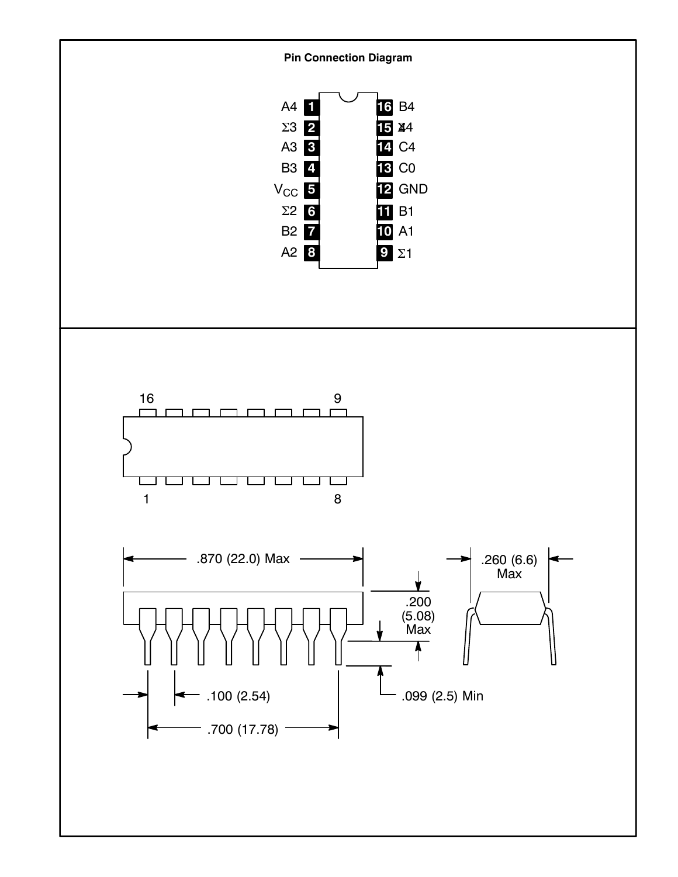**Pin Connection Diagram**

A4 1 — 16 B4

Σ3 2 — 15 Σ4

A3 3 — 14 C4

B3 4 — 13 C0

$V_{CC}$ 5 — 12 GND

Σ2 6 — 11 B1

B2 7 — 10 A1

A2 8 — 9 Σ1

16

9

1

8

.870 (22.0) Max

.260 (6.6) Max

.200 (5.08) Max

.100 (2.54)

.099 (2.5) Min

.700 (17.78)